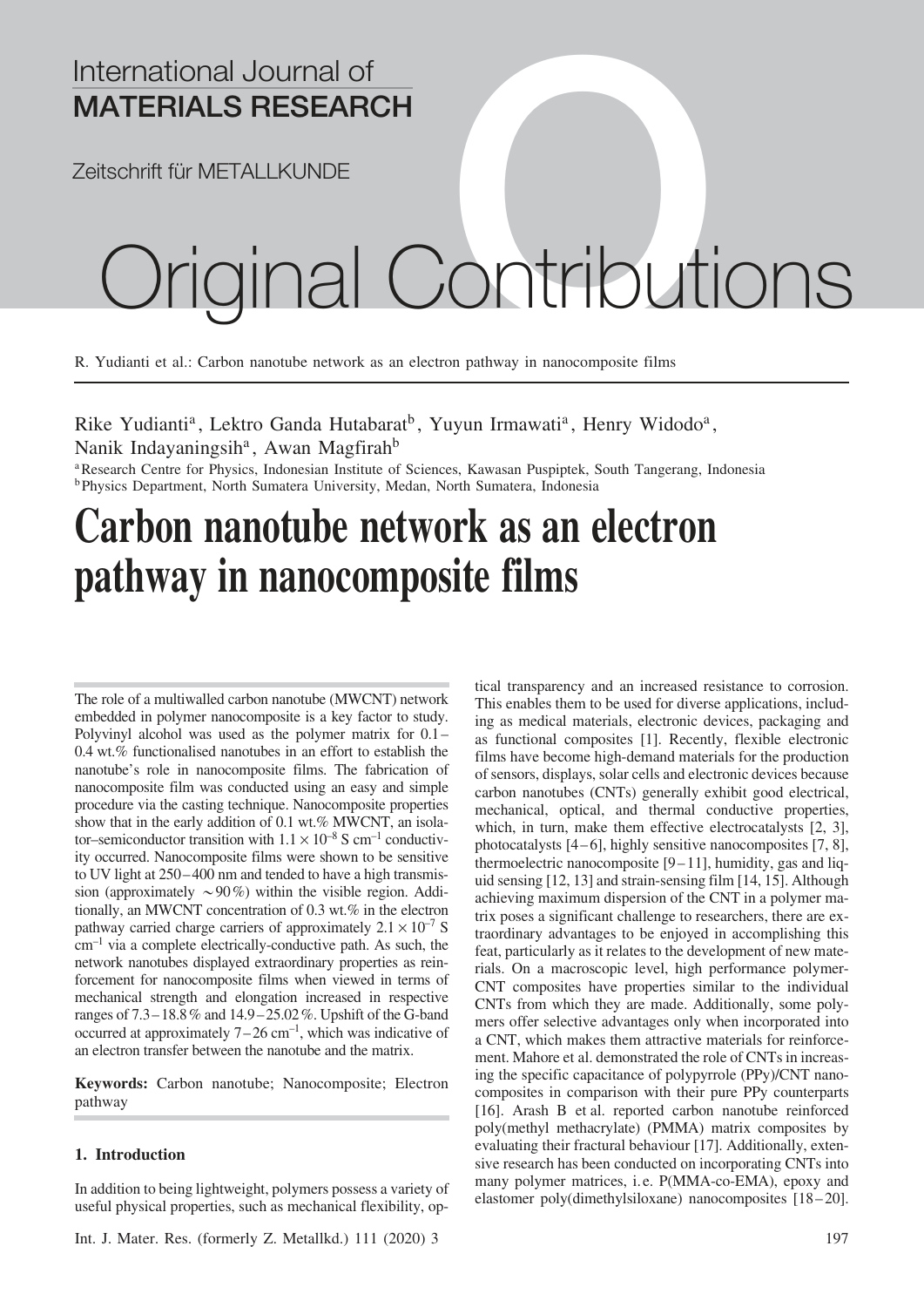Rike Yudianti[a], Lektro Ganda Hutabarat[b], Yuyun Irmawati[a], Henry Widodo[a], Nanik Indayaningsih[a], Awan Magfirah[b]

[a] Research Centre for Physics, Indonesian Institute of Sciences, Kawasan Puspiptek, South Tangerang, Indonesia
[b] Physics Department, North Sumatera University, Medan, North Sumatera, Indonesia

# Carbon nanotube network as an electron pathway in nanocomposite films

The role of a multiwalled carbon nanotube (MWCNT) network embedded in polymer nanocomposite is a key factor to study. Polyvinyl alcohol was used as the polymer matrix for 0.1–0.4 wt.% functionalised nanotubes in an effort to establish the nanotube's role in nanocomposite films. The fabrication of nanocomposite film was conducted using an easy and simple procedure via the casting technique. Nanocomposite properties show that in the early addition of 0.1 wt.% MWCNT, an isolator–semiconductor transition with $1.1 \times 10^{-8}$ S cm$^{-1}$ conductivity occurred. Nanocomposite films were shown to be sensitive to UV light at 250–400 nm and tended to have a high transmission (approximately $\sim$90%) within the visible region. Additionally, an MWCNT concentration of 0.3 wt.% in the electron pathway carried charge carriers of approximately $2.1 \times 10^{-7}$ S cm$^{-1}$ via a complete electrically-conductive path. As such, the network nanotubes displayed extraordinary properties as reinforcement for nanocomposite films when viewed in terms of mechanical strength and elongation increased in respective ranges of 7.3–18.8% and 14.9–25.02%. Upshift of the G-band occurred at approximately 7–26 cm$^{-1}$, which was indicative of an electron transfer between the nanotube and the matrix.

**Keywords:** Carbon nanotube; Nanocomposite; Electron pathway

## 1. Introduction

In addition to being lightweight, polymers possess a variety of useful physical properties, such as mechanical flexibility, optical transparency and an increased resistance to corrosion. This enables them to be used for diverse applications, including as medical materials, electronic devices, packaging and as functional composites [1]. Recently, flexible electronic films have become high-demand materials for the production of sensors, displays, solar cells and electronic devices because carbon nanotubes (CNTs) generally exhibit good electrical, mechanical, optical, and thermal conductive properties, which, in turn, make them effective electrocatalysts [2, 3], photocatalysts [4–6], highly sensitive nanocomposites [7, 8], thermoelectric nanocomposite [9–11], humidity, gas and liquid sensing [12, 13] and strain-sensing film [14, 15]. Although achieving maximum dispersion of the CNT in a polymer matrix poses a significant challenge to researchers, there are extraordinary advantages to be enjoyed in accomplishing this feat, particularly as it relates to the development of new materials. On a macroscopic level, high performance polymer-CNT composites have properties similar to the individual CNTs from which they are made. Additionally, some polymers offer selective advantages only when incorporated into a CNT, which makes them attractive materials for reinforcement. Mahore et al. demonstrated the role of CNTs in increasing the specific capacitance of polypyrrole (PPy)/CNT nanocomposites in comparison with their pure PPy counterparts [16]. Arash B et al. reported carbon nanotube reinforced poly(methyl methacrylate) (PMMA) matrix composites by evaluating their fractural behaviour [17]. Additionally, extensive research has been conducted on incorporating CNTs into many polymer matrices, i.e. P(MMA-co-EMA), epoxy and elastomer poly(dimethylsiloxane) nanocomposites [18–20].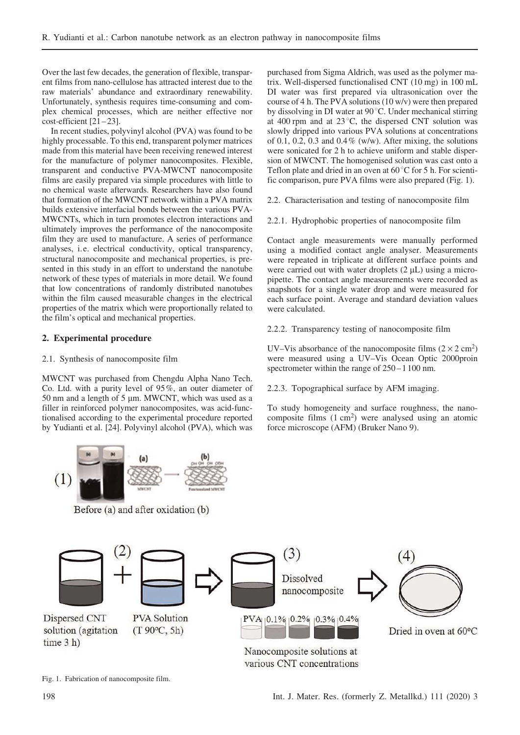Over the last few decades, the generation of flexible, transparent films from nano-cellulose has attracted interest due to the raw materials' abundance and extraordinary renewability. Unfortunately, synthesis requires time-consuming and complex chemical processes, which are neither effective nor cost-efficient [21–23].

In recent studies, polyvinyl alcohol (PVA) was found to be highly processable. To this end, transparent polymer matrices made from this material have been receiving renewed interest for the manufacture of polymer nanocomposites. Flexible, transparent and conductive PVA-MWCNT nanocomposite films are easily prepared via simple procedures with little to no chemical waste afterwards. Researchers have also found that formation of the MWCNT network within a PVA matrix builds extensive interfacial bonds between the various PVA-MWCNTs, which in turn promotes electron interactions and ultimately improves the performance of the nanocomposite film they are used to manufacture. A series of performance analyses, i.e. electrical conductivity, optical transparency, structural nanocomposite and mechanical properties, is presented in this study in an effort to understand the nanotube network of these types of materials in more detail. We found that low concentrations of randomly distributed nanotubes within the film caused measurable changes in the electrical properties of the matrix which were proportionally related to the film's optical and mechanical properties.

## 2. Experimental procedure

### 2.1. Synthesis of nanocomposite film

MWCNT was purchased from Chengdu Alpha Nano Tech. Co. Ltd. with a purity level of 95%, an outer diameter of 50 nm and a length of 5 μm. MWCNT, which was used as a filler in reinforced polymer nanocomposites, was acid-functionalised according to the experimental procedure reported by Yudianti et al. [24]. Polyvinyl alcohol (PVA), which was purchased from Sigma Aldrich, was used as the polymer matrix. Well-dispersed functionalised CNT (10 mg) in 100 mL DI water was first prepared via ultrasonication over the course of 4 h. The PVA solutions (10 w/v) were then prepared by dissolving in DI water at 90 °C. Under mechanical stirring at 400 rpm and at 23 °C, the dispersed CNT solution was slowly dripped into various PVA solutions at concentrations of 0.1, 0.2, 0.3 and 0.4% (w/w). After mixing, the solutions were sonicated for 2 h to achieve uniform and stable dispersion of MWCNT. The homogenised solution was cast onto a Teflon plate and dried in an oven at 60 °C for 5 h. For scientific comparison, pure PVA films were also prepared (Fig. 1).

### 2.2. Characterisation and testing of nanocomposite film

#### 2.2.1. Hydrophobic properties of nanocomposite film

Contact angle measurements were manually performed using a modified contact angle analyser. Measurements were repeated in triplicate at different surface points and were carried out with water droplets (2 μL) using a micropipette. The contact angle measurements were recorded as snapshots for a single water drop and were measured for each surface point. Average and standard deviation values were calculated.

#### 2.2.2. Transparency testing of nanocomposite film

UV–Vis absorbance of the nanocomposite films ($2 \times 2$ cm$^2$) were measured using a UV–Vis Ocean Optic 2000proin spectrometer within the range of 250–1 100 nm.

#### 2.2.3. Topographical surface by AFM imaging.

To study homogeneity and surface roughness, the nanocomposite films (1 cm$^2$) were analysed using an atomic force microscope (AFM) (Bruker Nano 9).

(1) Before (a) and after oxidation (b)

(2) Dispersed CNT solution (agitation time 3 h) + PVA Solution (T 90°C, 5h) → (3) Dissolved nanocomposite; PVA, 0.1%, 0.2%, 0.3%, 0.4%; Nanocomposite solutions at various CNT concentrations → (4) Dried in oven at 60°C

Fig. 1. Fabrication of nanocomposite film.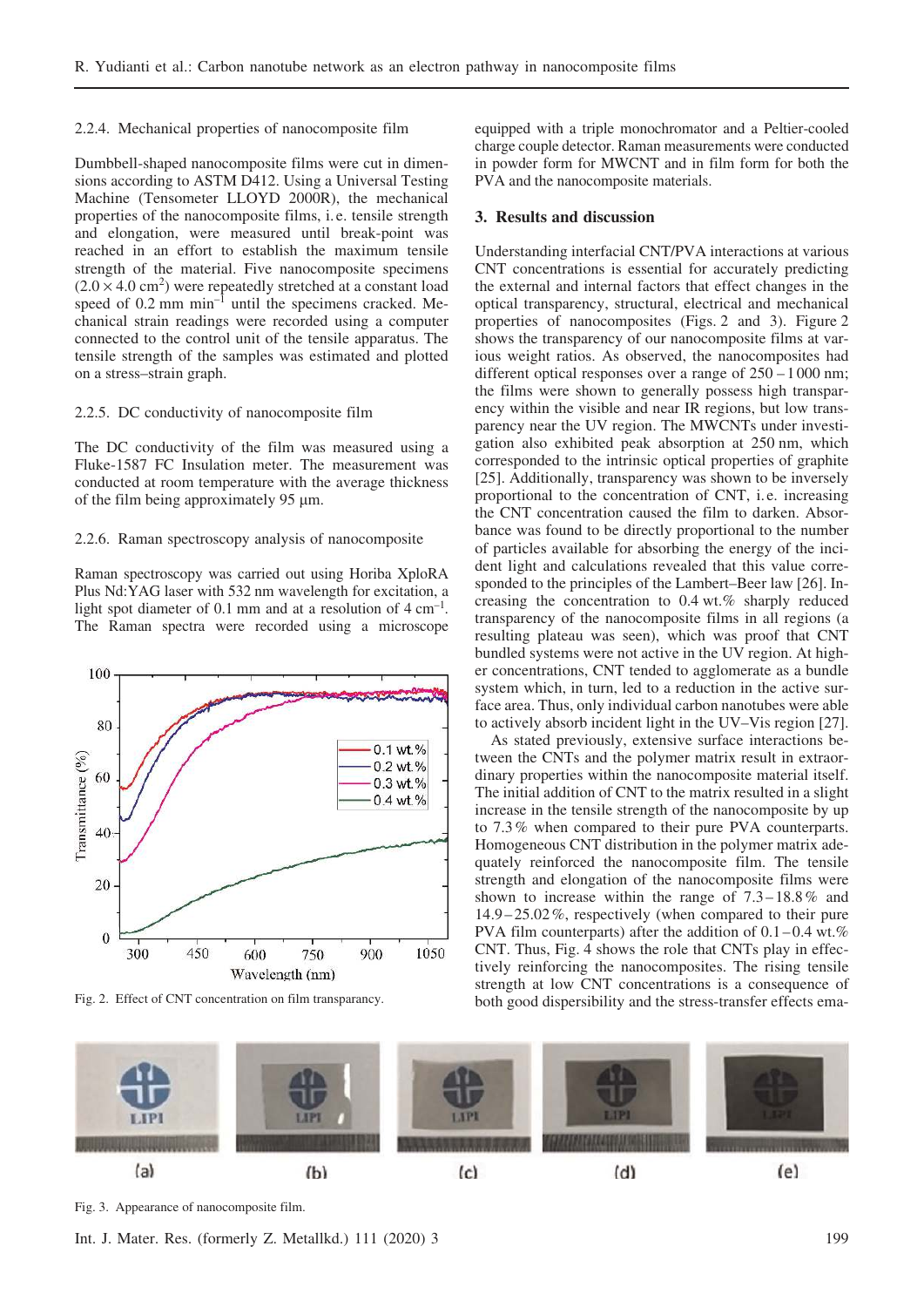### 2.2.4. Mechanical properties of nanocomposite film

Dumbbell-shaped nanocomposite films were cut in dimensions according to ASTM D412. Using a Universal Testing Machine (Tensometer LLOYD 2000R), the mechanical properties of the nanocomposite films, i. e. tensile strength and elongation, were measured until break-point was reached in an effort to establish the maximum tensile strength of the material. Five nanocomposite specimens ($2.0 \times 4.0$ cm$^2$) were repeatedly stretched at a constant load speed of 0.2 mm min$^{-1}$ until the specimens cracked. Mechanical strain readings were recorded using a computer connected to the control unit of the tensile apparatus. The tensile strength of the samples was estimated and plotted on a stress–strain graph.

### 2.2.5. DC conductivity of nanocomposite film

The DC conductivity of the film was measured using a Fluke-1587 FC Insulation meter. The measurement was conducted at room temperature with the average thickness of the film being approximately 95 µm.

### 2.2.6. Raman spectroscopy analysis of nanocomposite

Raman spectroscopy was carried out using Horiba XploRA Plus Nd:YAG laser with 532 nm wavelength for excitation, a light spot diameter of 0.1 mm and at a resolution of 4 cm$^{-1}$. The Raman spectra were recorded using a microscope equipped with a triple monochromator and a Peltier-cooled charge couple detector. Raman measurements were conducted in powder form for MWCNT and in film form for both the PVA and the nanocomposite materials.

Fig. 2. Effect of CNT concentration on film transparancy.

## 3. Results and discussion

Understanding interfacial CNT/PVA interactions at various CNT concentrations is essential for accurately predicting the external and internal factors that effect changes in the optical transparency, structural, electrical and mechanical properties of nanocomposites (Figs. 2 and 3). Figure 2 shows the transparency of our nanocomposite films at various weight ratios. As observed, the nanocomposites had different optical responses over a range of 250 – 1 000 nm; the films were shown to generally possess high transparency within the visible and near IR regions, but low transparency near the UV region. The MWCNTs under investigation also exhibited peak absorption at 250 nm, which corresponded to the intrinsic optical properties of graphite [25]. Additionally, transparency was shown to be inversely proportional to the concentration of CNT, i. e. increasing the CNT concentration caused the film to darken. Absorbance was found to be directly proportional to the number of particles available for absorbing the energy of the incident light and calculations revealed that this value corresponded to the principles of the Lambert–Beer law [26]. Increasing the concentration to 0.4 wt.% sharply reduced transparency of the nanocomposite films in all regions (a resulting plateau was seen), which was proof that CNT bundled systems were not active in the UV region. At higher concentrations, CNT tended to agglomerate as a bundle system which, in turn, led to a reduction in the active surface area. Thus, only individual carbon nanotubes were able to actively absorb incident light in the UV–Vis region [27].

As stated previously, extensive surface interactions between the CNTs and the polymer matrix result in extraordinary properties within the nanocomposite material itself. The initial addition of CNT to the matrix resulted in a slight increase in the tensile strength of the nanocomposite by up to 7.3 % when compared to their pure PVA counterparts. Homogeneous CNT distribution in the polymer matrix adequately reinforced the nanocomposite film. The tensile strength and elongation of the nanocomposite films were shown to increase within the range of 7.3 – 18.8 % and 14.9 – 25.02 %, respectively (when compared to their pure PVA film counterparts) after the addition of 0.1 – 0.4 wt.% CNT. Thus, Fig. 4 shows the role that CNTs play in effectively reinforcing the nanocomposites. The rising tensile strength at low CNT concentrations is a consequence of both good dispersibility and the stress-transfer effects ema-

Fig. 3. Appearance of nanocomposite film.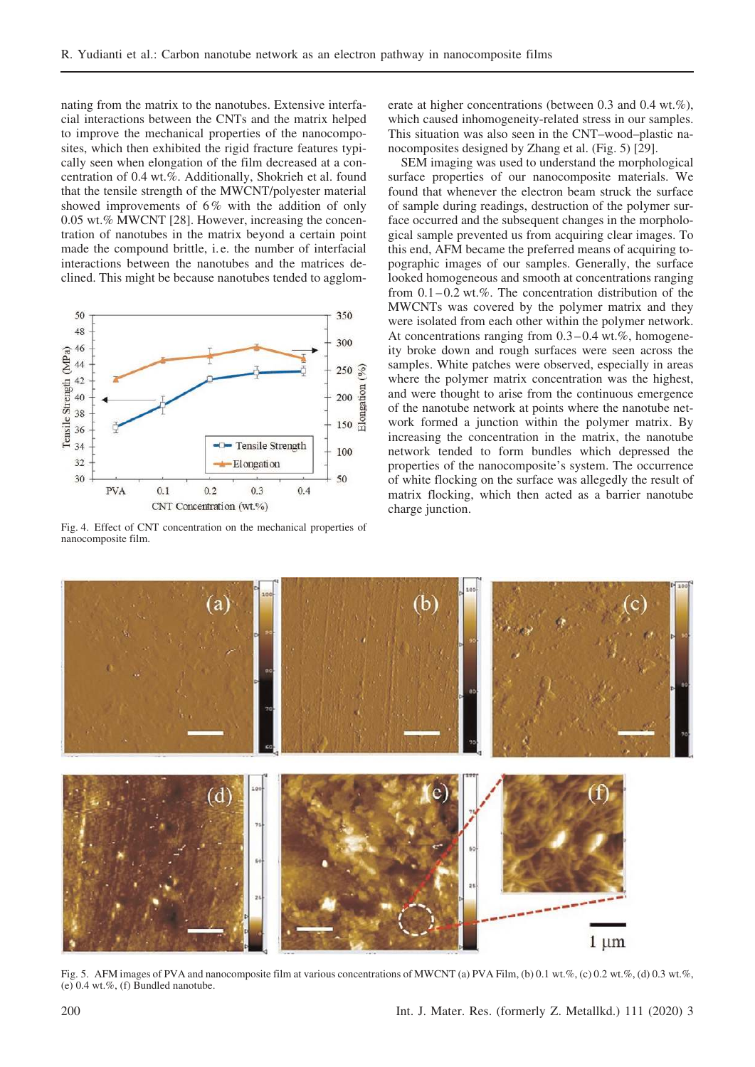nating from the matrix to the nanotubes. Extensive interfacial interactions between the CNTs and the matrix helped to improve the mechanical properties of the nanocomposites, which then exhibited the rigid fracture features typically seen when elongation of the film decreased at a concentration of 0.4 wt.%. Additionally, Shokrieh et al. found that the tensile strength of the MWCNT/polyester material showed improvements of 6% with the addition of only 0.05 wt.% MWCNT [28]. However, increasing the concentration of nanotubes in the matrix beyond a certain point made the compound brittle, i.e. the number of interfacial interactions between the nanotubes and the matrices declined. This might be because nanotubes tended to agglomerate at higher concentrations (between 0.3 and 0.4 wt.%), which caused inhomogeneity-related stress in our samples. This situation was also seen in the CNT–wood–plastic nanocomposites designed by Zhang et al. (Fig. 5) [29].

Fig. 4. Effect of CNT concentration on the mechanical properties of nanocomposite film.

SEM imaging was used to understand the morphological surface properties of our nanocomposite materials. We found that whenever the electron beam struck the surface of sample during readings, destruction of the polymer surface occurred and the subsequent changes in the morphological sample prevented us from acquiring clear images. To this end, AFM became the preferred means of acquiring topographic images of our samples. Generally, the surface looked homogeneous and smooth at concentrations ranging from 0.1–0.2 wt.%. The concentration distribution of the MWCNTs was covered by the polymer matrix and they were isolated from each other within the polymer network. At concentrations ranging from 0.3–0.4 wt.%, homogeneity broke down and rough surfaces were seen across the samples. White patches were observed, especially in areas where the polymer matrix concentration was the highest, and were thought to arise from the continuous emergence of the nanotube network at points where the nanotube network formed a junction within the polymer matrix. By increasing the concentration in the matrix, the nanotube network tended to form bundles which depressed the properties of the nanocomposite's system. The occurrence of white flocking on the surface was allegedly the result of matrix flocking, which then acted as a barrier nanotube charge junction.

Fig. 5. AFM images of PVA and nanocomposite film at various concentrations of MWCNT (a) PVA Film, (b) 0.1 wt.%, (c) 0.2 wt.%, (d) 0.3 wt.%, (e) 0.4 wt.%, (f) Bundled nanotube.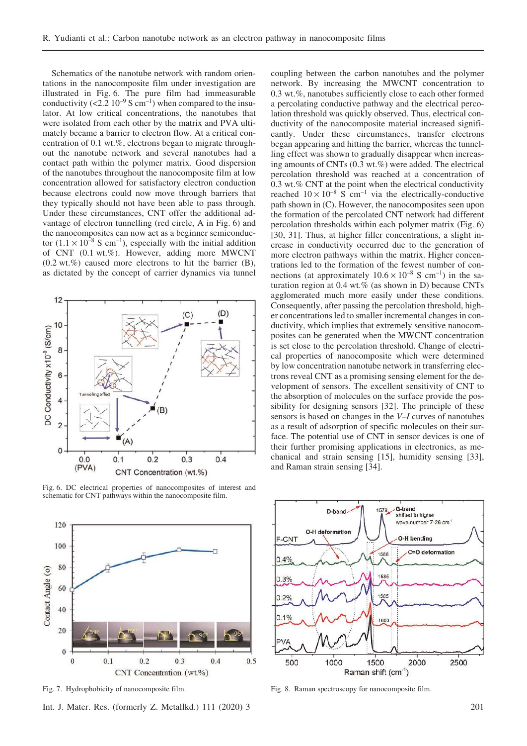Schematics of the nanotube network with random orientations in the nanocomposite film under investigation are illustrated in Fig. 6. The pure film had immeasurable conductivity (<2.2 $10^{-9}$ S $cm^{-1}$) when compared to the insulator. At low critical concentrations, the nanotubes that were isolated from each other by the matrix and PVA ultimately became a barrier to electron flow. At a critical concentration of 0.1 wt.%, electrons began to migrate throughout the nanotube network and several nanotubes had a contact path within the polymer matrix. Good dispersion of the nanotubes throughout the nanocomposite film at low concentration allowed for satisfactory electron conduction because electrons could now move through barriers that they typically should not have been able to pass through. Under these circumstances, CNT offer the additional advantage of electron tunnelling (red circle, A in Fig. 6) and the nanocomposites can now act as a beginner semiconductor ($1.1 \times 10^{-8}$ S $cm^{-1}$), especially with the initial addition of CNT (0.1 wt.%). However, adding more MWCNT (0.2 wt.%) caused more electrons to hit the barrier (B), as dictated by the concept of carrier dynamics via tunnel coupling between the carbon nanotubes and the polymer network. By increasing the MWCNT concentration to 0.3 wt.%, nanotubes sufficiently close to each other formed a percolating conductive pathway and the electrical percolation threshold was quickly observed. Thus, electrical conductivity of the nanocomposite material increased significantly. Under these circumstances, transfer electrons began appearing and hitting the barrier, whereas the tunnelling effect was shown to gradually disappear when increasing amounts of CNTs (0.3 wt.%) were added. The electrical percolation threshold was reached at a concentration of 0.3 wt.% CNT at the point when the electrical conductivity reached $10 \times 10^{-8}$ S $cm^{-1}$ via the electrically-conductive path shown in (C). However, the nanocomposites seen upon the formation of the percolated CNT network had different percolation thresholds within each polymer matrix (Fig. 6) [30, 31]. Thus, at higher filler concentrations, a slight increase in conductivity occurred due to the generation of more electron pathways within the matrix. Higher concentrations led to the formation of the fewest number of connections (at approximately $10.6 \times 10^{-8}$ S $cm^{-1}$) in the saturation region at 0.4 wt.% (as shown in D) because CNTs agglomerated much more easily under these conditions. Consequently, after passing the percolation threshold, higher concentrations led to smaller incremental changes in conductivity, which implies that extremely sensitive nanocomposites can be generated when the MWCNT concentration is set close to the percolation threshold. Change of electrical properties of nanocomposite which were determined by low concentration nanotube network in transferring electrons reveal CNT as a promising sensing element for the development of sensors. The excellent sensitivity of CNT to the absorption of molecules on the surface provide the possibility for designing sensors [32]. The principle of these sensors is based on changes in the *V–I* curves of nanotubes as a result of adsorption of specific molecules on their surface. The potential use of CNT in sensor devices is one of their further promising applications in electronics, as mechanical and strain sensing [15], humidity sensing [33], and Raman strain sensing [34].

Fig. 6. DC electrical properties of nanocomposites of interest and schematic for CNT pathways within the nanocomposite film.

Fig. 7. Hydrophobicity of nanocomposite film.

Fig. 8. Raman spectroscopy for nanocomposite film.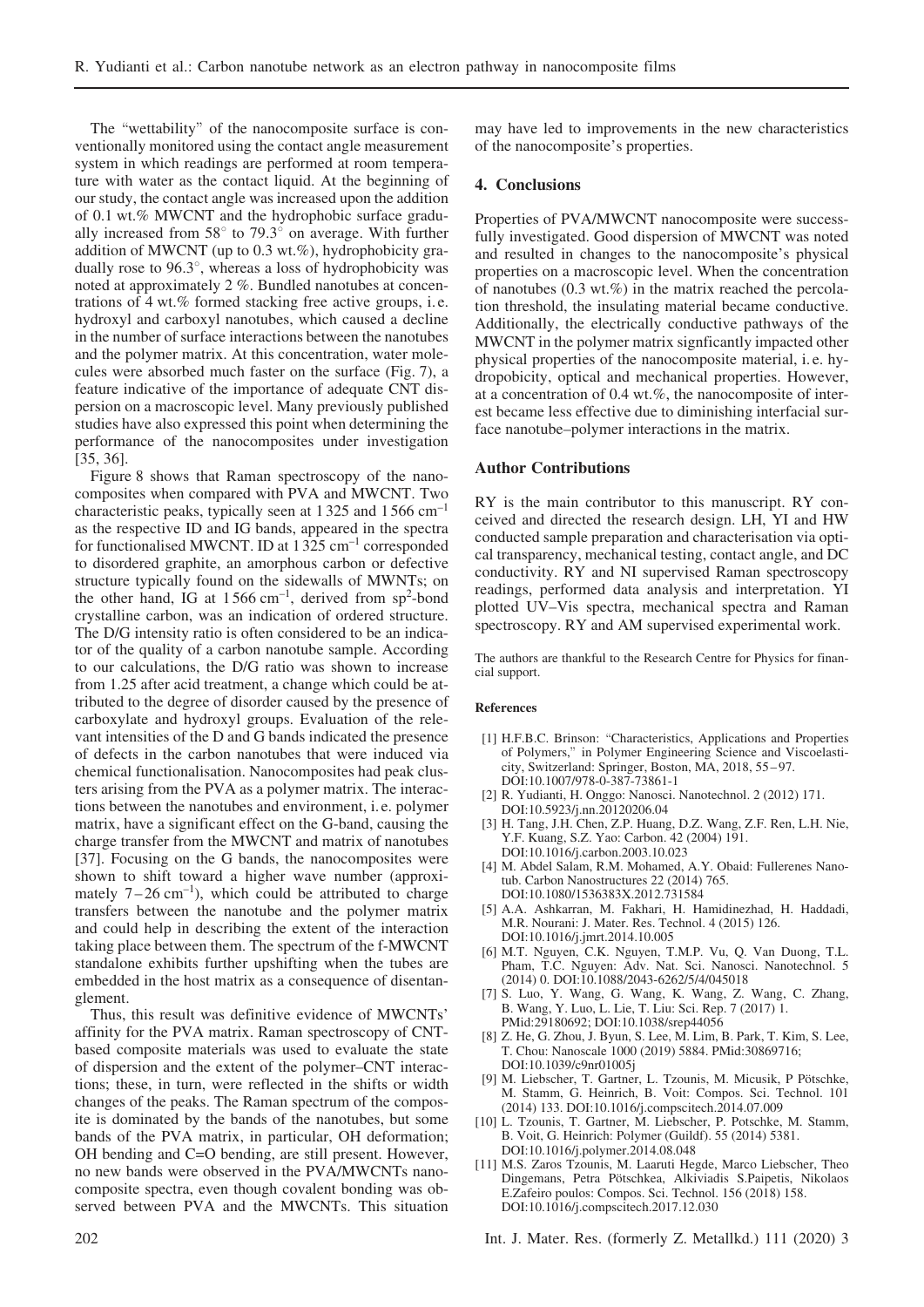The "wettability" of the nanocomposite surface is conventionally monitored using the contact angle measurement system in which readings are performed at room temperature with water as the contact liquid. At the beginning of our study, the contact angle was increased upon the addition of 0.1 wt.% MWCNT and the hydrophobic surface gradually increased from 58° to 79.3° on average. With further addition of MWCNT (up to 0.3 wt.%), hydrophobicity gradually rose to 96.3°, whereas a loss of hydrophobicity was noted at approximately 2 %. Bundled nanotubes at concentrations of 4 wt.% formed stacking free active groups, i. e. hydroxyl and carboxyl nanotubes, which caused a decline in the number of surface interactions between the nanotubes and the polymer matrix. At this concentration, water molecules were absorbed much faster on the surface (Fig. 7), a feature indicative of the importance of adequate CNT dispersion on a macroscopic level. Many previously published studies have also expressed this point when determining the performance of the nanocomposites under investigation [35, 36].

Figure 8 shows that Raman spectroscopy of the nanocomposites when compared with PVA and MWCNT. Two characteristic peaks, typically seen at 1 325 and 1 566 $cm^{-1}$ as the respective ID and IG bands, appeared in the spectra for functionalised MWCNT. ID at 1 325 $cm^{-1}$ corresponded to disordered graphite, an amorphous carbon or defective structure typically found on the sidewalls of MWNTs; on the other hand, IG at 1 566 $cm^{-1}$, derived from $sp^2$-bond crystalline carbon, was an indication of ordered structure. The D/G intensity ratio is often considered to be an indicator of the quality of a carbon nanotube sample. According to our calculations, the D/G ratio was shown to increase from 1.25 after acid treatment, a change which could be attributed to the degree of disorder caused by the presence of carboxylate and hydroxyl groups. Evaluation of the relevant intensities of the D and G bands indicated the presence of defects in the carbon nanotubes that were induced via chemical functionalisation. Nanocomposites had peak clusters arising from the PVA as a polymer matrix. The interactions between the nanotubes and environment, i. e. polymer matrix, have a significant effect on the G-band, causing the charge transfer from the MWCNT and matrix of nanotubes [37]. Focusing on the G bands, the nanocomposites were shown to shift toward a higher wave number (approximately 7–26 $cm^{-1}$), which could be attributed to charge transfers between the nanotube and the polymer matrix and could help in describing the extent of the interaction taking place between them. The spectrum of the f-MWCNT standalone exhibits further upshifting when the tubes are embedded in the host matrix as a consequence of disentanglement.

Thus, this result was definitive evidence of MWCNTs' affinity for the PVA matrix. Raman spectroscopy of CNT-based composite materials was used to evaluate the state of dispersion and the extent of the polymer–CNT interactions; these, in turn, were reflected in the shifts or width changes of the peaks. The Raman spectrum of the composite is dominated by the bands of the nanotubes, but some bands of the PVA matrix, in particular, OH deformation; OH bending and C=O bending, are still present. However, no new bands were observed in the PVA/MWCNTs nanocomposite spectra, even though covalent bonding was observed between PVA and the MWCNTs. This situation may have led to improvements in the new characteristics of the nanocomposite's properties.

## 4. Conclusions

Properties of PVA/MWCNT nanocomposite were successfully investigated. Good dispersion of MWCNT was noted and resulted in changes to the nanocomposite's physical properties on a macroscopic level. When the concentration of nanotubes (0.3 wt.%) in the matrix reached the percolation threshold, the insulating material became conductive. Additionally, the electrically conductive pathways of the MWCNT in the polymer matrix signficantly impacted other physical properties of the nanocomposite material, i. e. hydropobicity, optical and mechanical properties. However, at a concentration of 0.4 wt.%, the nanocomposite of interest became less effective due to diminishing interfacial surface nanotube–polymer interactions in the matrix.

## Author Contributions

RY is the main contributor to this manuscript. RY conceived and directed the research design. LH, YI and HW conducted sample preparation and characterisation via optical transparency, mechanical testing, contact angle, and DC conductivity. RY and NI supervised Raman spectroscopy readings, performed data analysis and interpretation. YI plotted UV–Vis spectra, mechanical spectra and Raman spectroscopy. RY and AM supervised experimental work.

The authors are thankful to the Research Centre for Physics for financial support.

#### References

[1] H.F.B.C. Brinson: "Characteristics, Applications and Properties of Polymers," in Polymer Engineering Science and Viscoelasticity, Switzerland: Springer, Boston, MA, 2018, 55–97. DOI:10.1007/978-0-387-73861-1

[2] R. Yudianti, H. Onggo: Nanosci. Nanotechnol. 2 (2012) 171. DOI:10.5923/j.nn.20120206.04

[3] H. Tang, J.H. Chen, Z.P. Huang, D.Z. Wang, Z.F. Ren, L.H. Nie, Y.F. Kuang, S.Z. Yao: Carbon. 42 (2004) 191. DOI:10.1016/j.carbon.2003.10.023

[4] M. Abdel Salam, R.M. Mohamed, A.Y. Obaid: Fullerenes Nanotub. Carbon Nanostructures 22 (2014) 765. DOI:10.1080/1536383X.2012.731584

[5] A.A. Ashkarran, M. Fakhari, H. Hamidinezhad, H. Haddadi, M.R. Nourani: J. Mater. Res. Technol. 4 (2015) 126. DOI:10.1016/j.jmrt.2014.10.005

[6] M.T. Nguyen, C.K. Nguyen, T.M.P. Vu, Q. Van Duong, T.L. Pham, T.C. Nguyen: Adv. Nat. Sci. Nanosci. Nanotechnol. 5 (2014) 0. DOI:10.1088/2043-6262/5/4/045018

[7] S. Luo, Y. Wang, G. Wang, K. Wang, Z. Wang, C. Zhang, B. Wang, Y. Luo, L. Lie, T. Liu: Sci. Rep. 7 (2017) 1. PMid:29180692; DOI:10.1038/srep44056

[8] Z. He, G. Zhou, J. Byun, S. Lee, M. Lim, B. Park, T. Kim, S. Lee, T. Chou: Nanoscale 1000 (2019) 5884. PMid:30869716; DOI:10.1039/c9nr01005j

[9] M. Liebscher, T. Gartner, L. Tzounis, M. Micusik, P Pötschke, M. Stamm, G. Heinrich, B. Voit: Compos. Sci. Technol. 101 (2014) 133. DOI:10.1016/j.compscitech.2014.07.009

[10] L. Tzounis, T. Gartner, M. Liebscher, P. Potschke, M. Stamm, B. Voit, G. Heinrich: Polymer (Guildf). 55 (2014) 5381. DOI:10.1016/j.polymer.2014.08.048

[11] M.S. Zaros Tzounis, M. Laaruti Hegde, Marco Liebscher, Theo Dingemans, Petra Pötschkea, Alkiviadis S.Paipetis, Nikolaos E.Zafeiro poulos: Compos. Sci. Technol. 156 (2018) 158. DOI:10.1016/j.compscitech.2017.12.030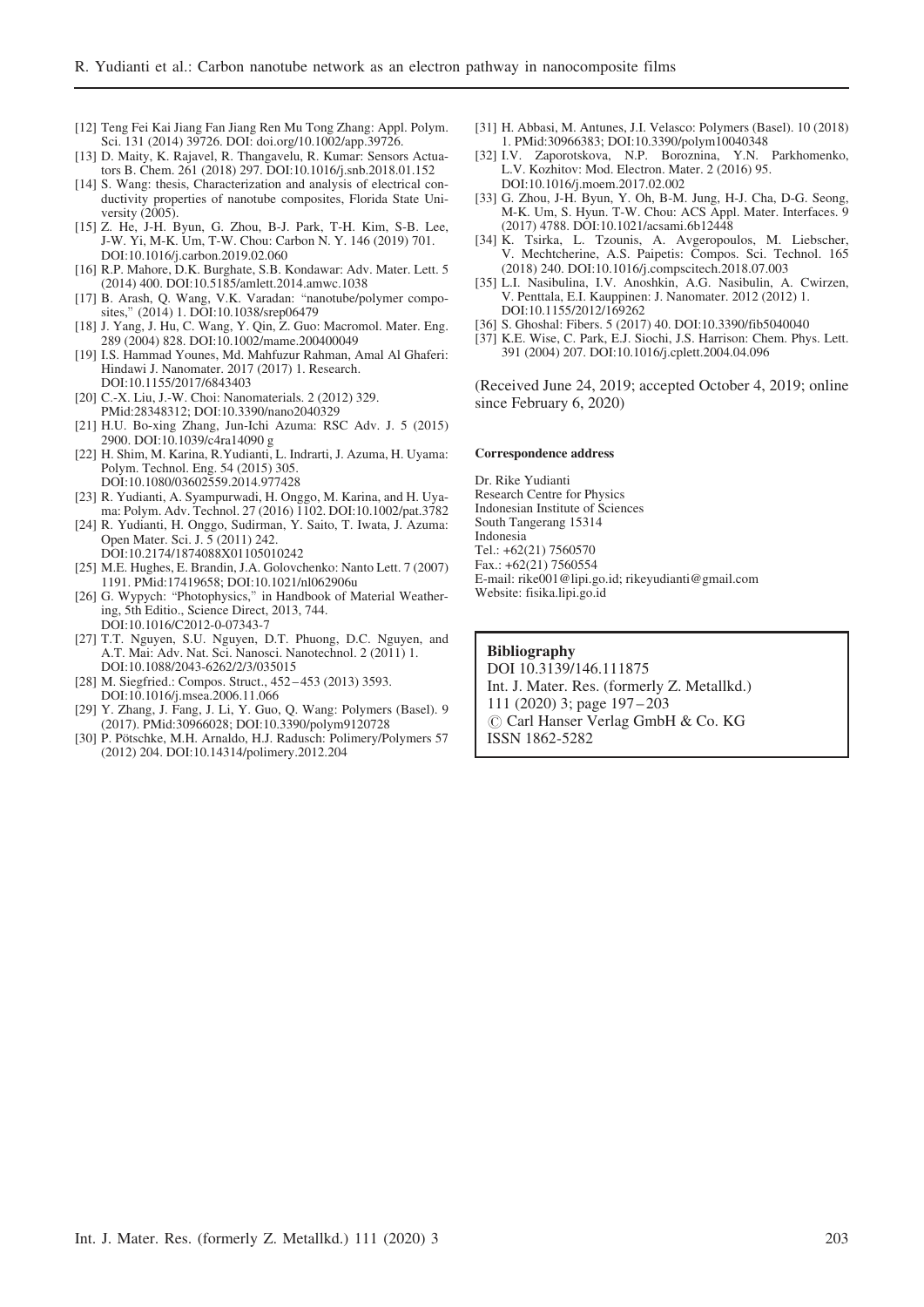[12] Teng Fei Kai Jiang Fan Jiang Ren Mu Tong Zhang: Appl. Polym. Sci. 131 (2014) 39726. DOI: doi.org/10.1002/app.39726.

[13] D. Maity, K. Rajavel, R. Thangavelu, R. Kumar: Sensors Actuators B. Chem. 261 (2018) 297. DOI:10.1016/j.snb.2018.01.152

[14] S. Wang: thesis, Characterization and analysis of electrical conductivity properties of nanotube composites, Florida State University (2005).

[15] Z. He, J-H. Byun, G. Zhou, B-J. Park, T-H. Kim, S-B. Lee, J-W. Yi, M-K. Um, T-W. Chou: Carbon N. Y. 146 (2019) 701. DOI:10.1016/j.carbon.2019.02.060

[16] R.P. Mahore, D.K. Burghate, S.B. Kondawar: Adv. Mater. Lett. 5 (2014) 400. DOI:10.5185/amlett.2014.amwc.1038

[17] B. Arash, Q. Wang, V.K. Varadan: "nanotube/polymer composites," (2014) 1. DOI:10.1038/srep06479

[18] J. Yang, J. Hu, C. Wang, Y. Qin, Z. Guo: Macromol. Mater. Eng. 289 (2004) 828. DOI:10.1002/mame.200400049

[19] I.S. Hammad Younes, Md. Mahfuzur Rahman, Amal Al Ghaferi: Hindawi J. Nanomater. 2017 (2017) 1. Research. DOI:10.1155/2017/6843403

[20] C.-X. Liu, J.-W. Choi: Nanomaterials. 2 (2012) 329. PMid:28348312; DOI:10.3390/nano2040329

[21] H.U. Bo-xing Zhang, Jun-Ichi Azuma: RSC Adv. J. 5 (2015) 2900. DOI:10.1039/c4ra14090 g

[22] H. Shim, M. Karina, R.Yudianti, L. Indrarti, J. Azuma, H. Uyama: Polym. Technol. Eng. 54 (2015) 305. DOI:10.1080/03602559.2014.977428

[23] R. Yudianti, A. Syampurwadi, H. Onggo, M. Karina, and H. Uyama: Polym. Adv. Technol. 27 (2016) 1102. DOI:10.1002/pat.3782

[24] R. Yudianti, H. Onggo, Sudirman, Y. Saito, T. Iwata, J. Azuma: Open Mater. Sci. J. 5 (2011) 242. DOI:10.2174/1874088X01105010242

[25] M.E. Hughes, E. Brandin, J.A. Golovchenko: Nanto Lett. 7 (2007) 1191. PMid:17419658; DOI:10.1021/nl062906u

[26] G. Wypych: "Photophysics," in Handbook of Material Weathering, 5th Editio., Science Direct, 2013, 744. DOI:10.1016/C2012-0-07343-7

[27] T.T. Nguyen, S.U. Nguyen, D.T. Phuong, D.C. Nguyen, and A.T. Mai: Adv. Nat. Sci. Nanosci. Nanotechnol. 2 (2011) 1. DOI:10.1088/2043-6262/2/3/035015

[28] M. Siegfried.: Compos. Struct., 452–453 (2013) 3593. DOI:10.1016/j.msea.2006.11.066

[29] Y. Zhang, J. Fang, J. Li, Y. Guo, Q. Wang: Polymers (Basel). 9 (2017). PMid:30966028; DOI:10.3390/polym9120728

[30] P. Pötschke, M.H. Arnaldo, H.J. Radusch: Polimery/Polymers 57 (2012) 204. DOI:10.14314/polimery.2012.204

[31] H. Abbasi, M. Antunes, J.I. Velasco: Polymers (Basel). 10 (2018) 1. PMid:30966383; DOI:10.3390/polym10040348

[32] I.V. Zaporotskova, N.P. Boroznina, Y.N. Parkhomenko, L.V. Kozhitov: Mod. Electron. Mater. 2 (2016) 95. DOI:10.1016/j.moem.2017.02.002

[33] G. Zhou, J-H. Byun, Y. Oh, B-M. Jung, H-J. Cha, D-G. Seong, M-K. Um, S. Hyun. T-W. Chou: ACS Appl. Mater. Interfaces. 9 (2017) 4788. DOI:10.1021/acsami.6b12448

[34] K. Tsirka, L. Tzounis, A. Avgeropoulos, M. Liebscher, V. Mechtcherine, A.S. Paipetis: Compos. Sci. Technol. 165 (2018) 240. DOI:10.1016/j.compscitech.2018.07.003

[35] L.I. Nasibulina, I.V. Anoshkin, A.G. Nasibulin, A. Cwirzen, V. Penttala, E.I. Kauppinen: J. Nanomater. 2012 (2012) 1. DOI:10.1155/2012/169262

[36] S. Ghoshal: Fibers. 5 (2017) 40. DOI:10.3390/fib5040040

[37] K.E. Wise, C. Park, E.J. Siochi, J.S. Harrison: Chem. Phys. Lett. 391 (2004) 207. DOI:10.1016/j.cplett.2004.04.096

(Received June 24, 2019; accepted October 4, 2019; online since February 6, 2020)

**Correspondence address**

Dr. Rike Yudianti
Research Centre for Physics
Indonesian Institute of Sciences
South Tangerang 15314
Indonesia
Tel.: +62(21) 7560570
Fax.: +62(21) 7560554
E-mail: rike001@lipi.go.id; rikeyudianti@gmail.com
Website: fisika.lipi.go.id

**Bibliography**

DOI 10.3139/146.111875
Int. J. Mater. Res. (formerly Z. Metallkd.)
111 (2020) 3; page 197–203
© Carl Hanser Verlag GmbH & Co. KG
ISSN 1862-5282